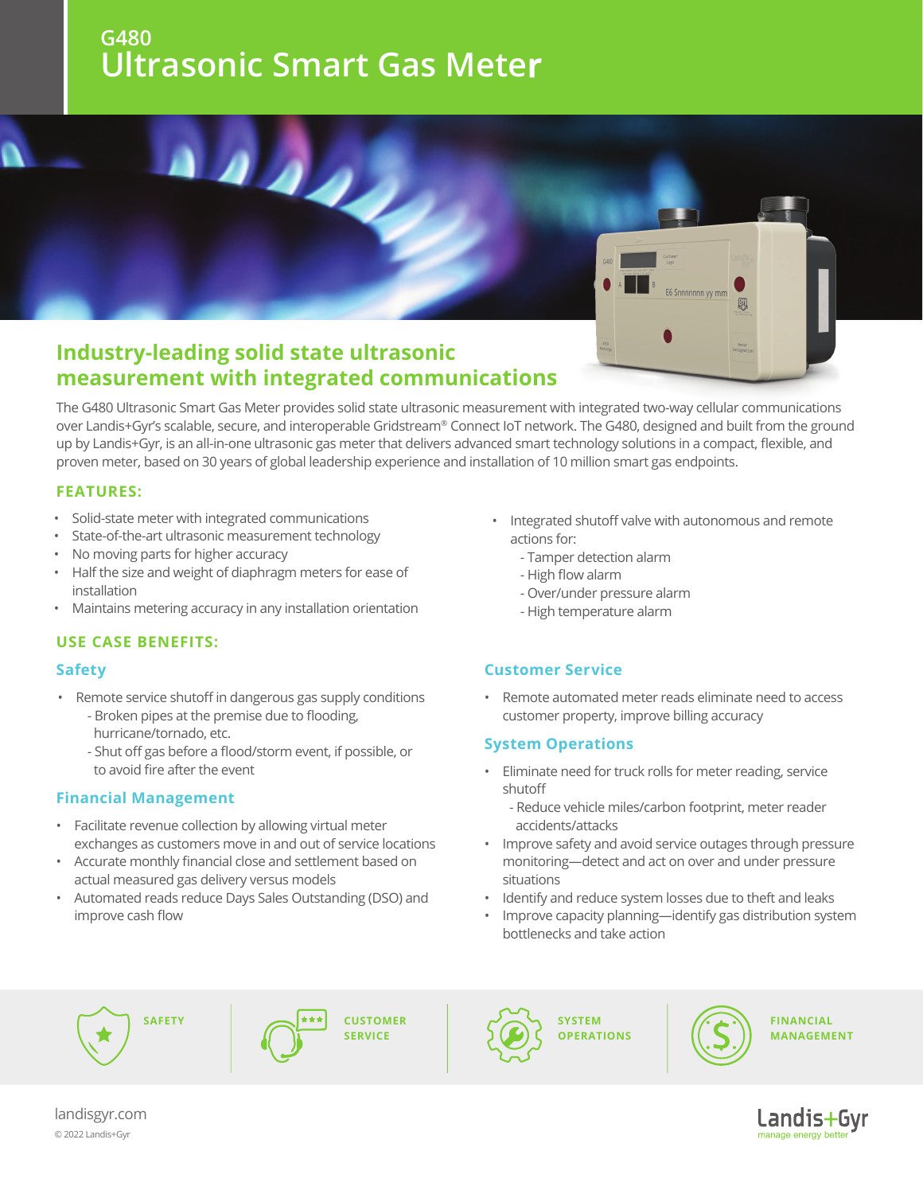# G480
# Ultrasonic Smart Gas Meter

## Industry-leading solid state ultrasonic measurement with integrated communications

The G480 Ultrasonic Smart Gas Meter provides solid state ultrasonic measurement with integrated two-way cellular communications over Landis+Gyr's scalable, secure, and interoperable Gridstream® Connect IoT network. The G480, designed and built from the ground up by Landis+Gyr, is an all-in-one ultrasonic gas meter that delivers advanced smart technology solutions in a compact, flexible, and proven meter, based on 30 years of global leadership experience and installation of 10 million smart gas endpoints.

### FEATURES:

- Solid-state meter with integrated communications
- State-of-the-art ultrasonic measurement technology
- No moving parts for higher accuracy
- Half the size and weight of diaphragm meters for ease of installation
- Maintains metering accuracy in any installation orientation
- Integrated shutoff valve with autonomous and remote actions for:
  - Tamper detection alarm
  - High flow alarm
  - Over/under pressure alarm
  - High temperature alarm

### USE CASE BENEFITS:

#### Safety

- Remote service shutoff in dangerous gas supply conditions
  - Broken pipes at the premise due to flooding, hurricane/tornado, etc.
  - Shut off gas before a flood/storm event, if possible, or to avoid fire after the event

#### Financial Management

- Facilitate revenue collection by allowing virtual meter exchanges as customers move in and out of service locations
- Accurate monthly financial close and settlement based on actual measured gas delivery versus models
- Automated reads reduce Days Sales Outstanding (DSO) and improve cash flow

#### Customer Service

- Remote automated meter reads eliminate need to access customer property, improve billing accuracy

#### System Operations

- Eliminate need for truck rolls for meter reading, service shutoff
  - Reduce vehicle miles/carbon footprint, meter reader accidents/attacks
- Improve safety and avoid service outages through pressure monitoring—detect and act on over and under pressure situations
- Identify and reduce system losses due to theft and leaks
- Improve capacity planning—identify gas distribution system bottlenecks and take action

SAFETY | CUSTOMER SERVICE | SYSTEM OPERATIONS | FINANCIAL MANAGEMENT

landisgyr.com

© 2022 Landis+Gyr

Landis+Gyr — manage energy better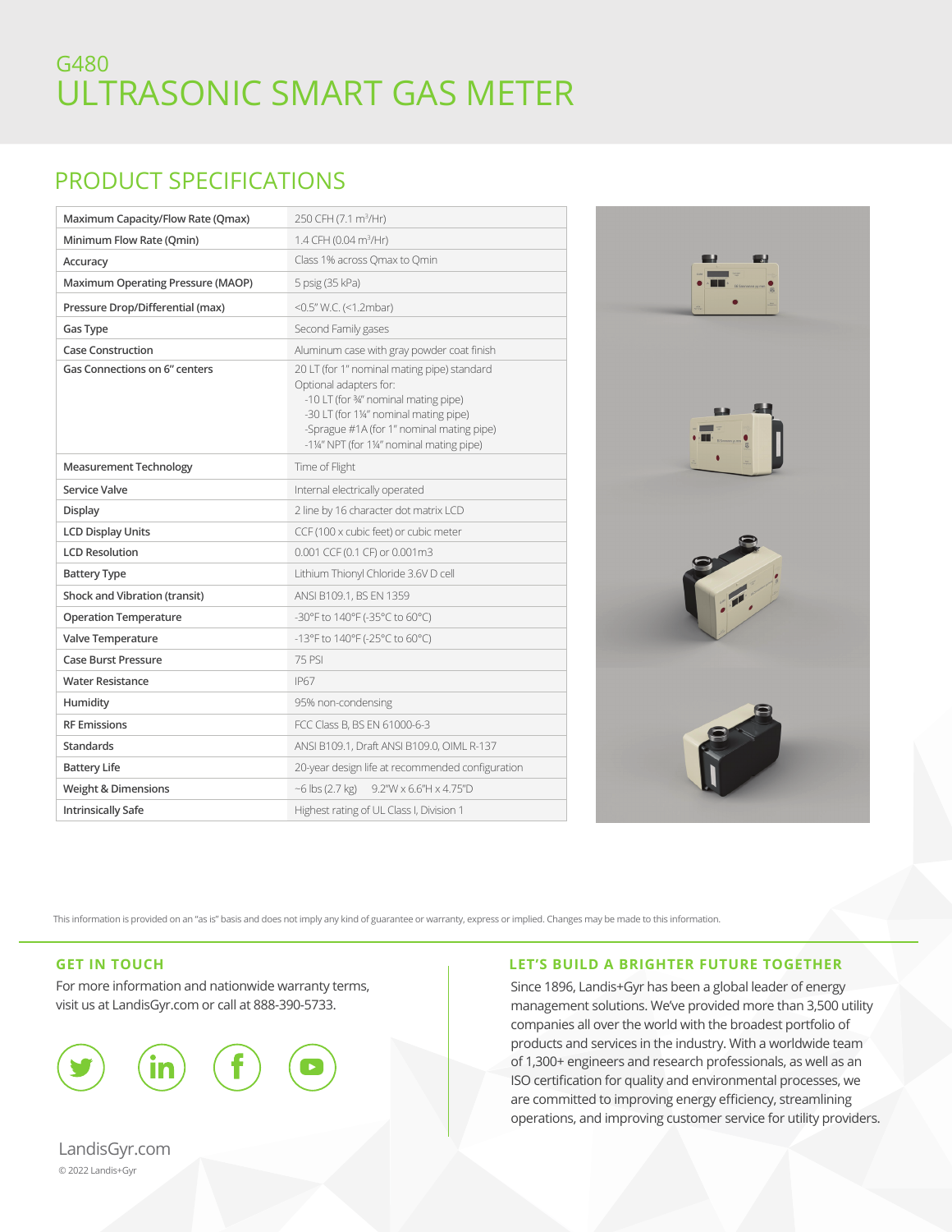# G480
# ULTRASONIC SMART GAS METER

## PRODUCT SPECIFICATIONS

| | |
|---|---|
| Maximum Capacity/Flow Rate (Qmax) | 250 CFH (7.1 $m^3$/Hr) |
| Minimum Flow Rate (Qmin) | 1.4 CFH (0.04 $m^3$/Hr) |
| Accuracy | Class 1% across Qmax to Qmin |
| Maximum Operating Pressure (MAOP) | 5 psig (35 kPa) |
| Pressure Drop/Differential (max) | <0.5" W.C. (<1.2mbar) |
| Gas Type | Second Family gases |
| Case Construction | Aluminum case with gray powder coat finish |
| Gas Connections on 6" centers | 20 LT (for 1" nominal mating pipe) standard<br>Optional adapters for:<br>-10 LT (for ¾" nominal mating pipe)<br>-30 LT (for 1¼" nominal mating pipe)<br>-Sprague #1A (for 1" nominal mating pipe)<br>-1¼" NPT (for 1¼" nominal mating pipe) |
| Measurement Technology | Time of Flight |
| Service Valve | Internal electrically operated |
| Display | 2 line by 16 character dot matrix LCD |
| LCD Display Units | CCF (100 x cubic feet) or cubic meter |
| LCD Resolution | 0.001 CCF (0.1 CF) or 0.001m3 |
| Battery Type | Lithium Thionyl Chloride 3.6V D cell |
| Shock and Vibration (transit) | ANSI B109.1, BS EN 1359 |
| Operation Temperature | -30°F to 140°F (-35°C to 60°C) |
| Valve Temperature | -13°F to 140°F (-25°C to 60°C) |
| Case Burst Pressure | 75 PSI |
| Water Resistance | IP67 |
| Humidity | 95% non-condensing |
| RF Emissions | FCC Class B, BS EN 61000-6-3 |
| Standards | ANSI B109.1, Draft ANSI B109.0, OIML R-137 |
| Battery Life | 20-year design life at recommended configuration |
| Weight & Dimensions | ~6 lbs (2.7 kg) 9.2"W x 6.6"H x 4.75"D |
| Intrinsically Safe | Highest rating of UL Class I, Division 1 |

This information is provided on an "as is" basis and does not imply any kind of guarantee or warranty, express or implied. Changes may be made to this information.

### GET IN TOUCH

For more information and nationwide warranty terms, visit us at LandisGyr.com or call at 888-390-5733.

### LET'S BUILD A BRIGHTER FUTURE TOGETHER

Since 1896, Landis+Gyr has been a global leader of energy management solutions. We've provided more than 3,500 utility companies all over the world with the broadest portfolio of products and services in the industry. With a worldwide team of 1,300+ engineers and research professionals, as well as an ISO certification for quality and environmental processes, we are committed to improving energy efficiency, streamlining operations, and improving customer service for utility providers.

LandisGyr.com

© 2022 Landis+Gyr